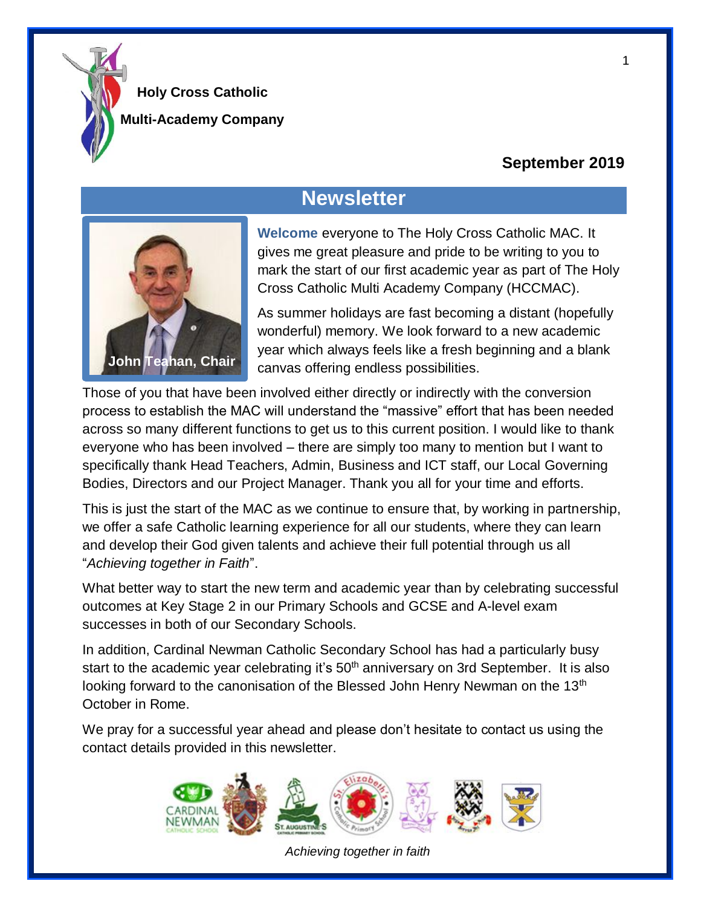**Holy Cross Catholic**

**Multi-Academy Company**

**September 2019**

# Newsletter

John Teahan, Chair

**Welcome** everyone to The Holy Cross Catholic MAC. It gives me great pleasure and pride to be writing to you to mark the start of our first academic year as part of The Holy Cross Catholic Multi Academy Company (HCCMAC).

As summer holidays are fast becoming a distant (hopefully wonderful) memory. We look forward to a new academic year which always feels like a fresh beginning and a blank canvas offering endless possibilities.

Those of you that have been involved either directly or indirectly with the conversion process to establish the MAC will understand the "massive" effort that has been needed across so many different functions to get us to this current position. I would like to thank everyone who has been involved – there are simply too many to mention but I want to specifically thank Head Teachers, Admin, Business and ICT staff, our Local Governing Bodies, Directors and our Project Manager. Thank you all for your time and efforts.

This is just the start of the MAC as we continue to ensure that, by working in partnership, we offer a safe Catholic learning experience for all our students, where they can learn and develop their God given talents and achieve their full potential through us all "*Achieving together in Faith*".

What better way to start the new term and academic year than by celebrating successful outcomes at Key Stage 2 in our Primary Schools and GCSE and A-level exam successes in both of our Secondary Schools.

In addition, Cardinal Newman Catholic Secondary School has had a particularly busy start to the academic year celebrating it's 50th anniversary on 3rd September. It is also looking forward to the canonisation of the Blessed John Henry Newman on the 13th October in Rome.

We pray for a successful year ahead and please don't hesitate to contact us using the contact details provided in this newsletter.

*Achieving together in faith*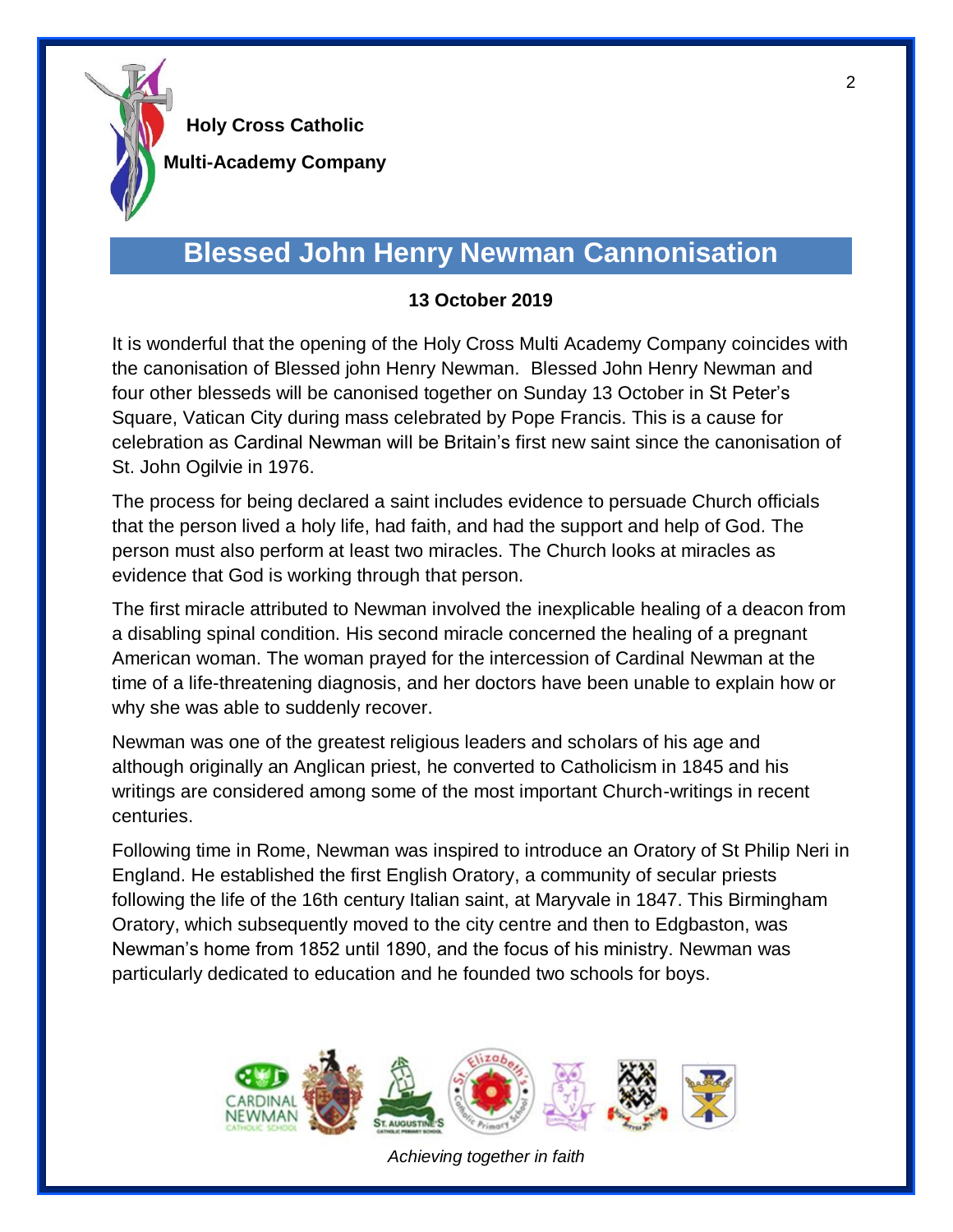**Holy Cross Catholic**

**Multi-Academy Company**

# Blessed John Henry Newman Cannonisation

**13 October 2019**

It is wonderful that the opening of the Holy Cross Multi Academy Company coincides with the canonisation of Blessed john Henry Newman. Blessed John Henry Newman and four other blesseds will be canonised together on Sunday 13 October in St Peter's Square, Vatican City during mass celebrated by Pope Francis. This is a cause for celebration as Cardinal Newman will be Britain's first new saint since the canonisation of St. John Ogilvie in 1976.

The process for being declared a saint includes evidence to persuade Church officials that the person lived a holy life, had faith, and had the support and help of God. The person must also perform at least two miracles. The Church looks at miracles as evidence that God is working through that person.

The first miracle attributed to Newman involved the inexplicable healing of a deacon from a disabling spinal condition. His second miracle concerned the healing of a pregnant American woman. The woman prayed for the intercession of Cardinal Newman at the time of a life-threatening diagnosis, and her doctors have been unable to explain how or why she was able to suddenly recover.

Newman was one of the greatest religious leaders and scholars of his age and although originally an Anglican priest, he converted to Catholicism in 1845 and his writings are considered among some of the most important Church-writings in recent centuries.

Following time in Rome, Newman was inspired to introduce an Oratory of St Philip Neri in England. He established the first English Oratory, a community of secular priests following the life of the 16th century Italian saint, at Maryvale in 1847. This Birmingham Oratory, which subsequently moved to the city centre and then to Edgbaston, was Newman's home from 1852 until 1890, and the focus of his ministry. Newman was particularly dedicated to education and he founded two schools for boys.

*Achieving together in faith*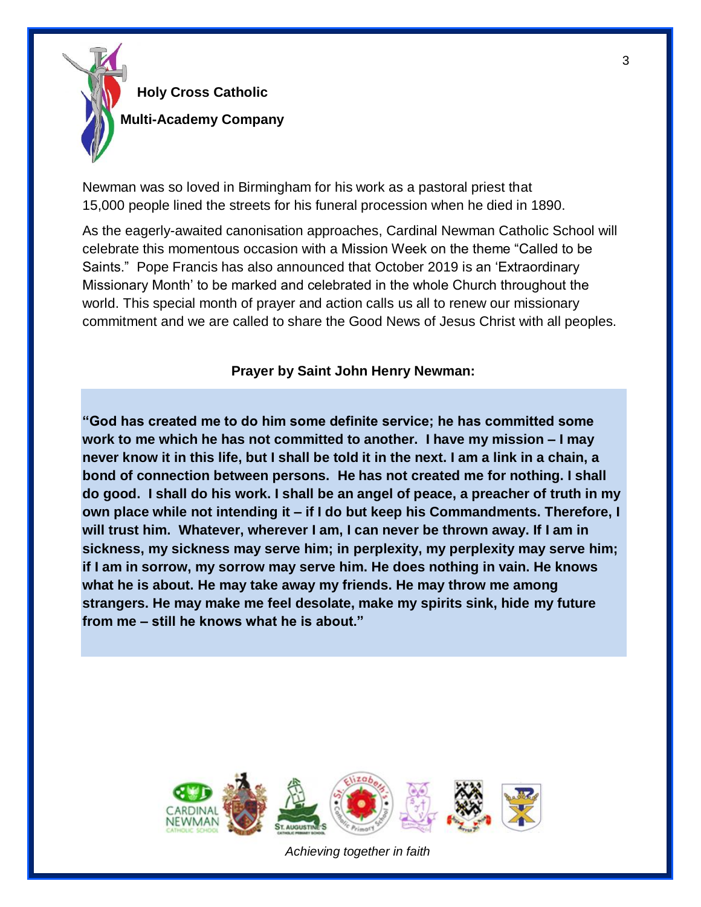Newman was so loved in Birmingham for his work as a pastoral priest that 15,000 people lined the streets for his funeral procession when he died in 1890.

As the eagerly-awaited canonisation approaches, Cardinal Newman Catholic School will celebrate this momentous occasion with a Mission Week on the theme “Called to be Saints.” Pope Francis has also announced that October 2019 is an ‘Extraordinary Missionary Month’ to be marked and celebrated in the whole Church throughout the world. This special month of prayer and action calls us all to renew our missionary commitment and we are called to share the Good News of Jesus Christ with all peoples.

**Prayer by Saint John Henry Newman:**

**“God has created me to do him some definite service; he has committed some work to me which he has not committed to another. I have my mission – I may never know it in this life, but I shall be told it in the next. I am a link in a chain, a bond of connection between persons. He has not created me for nothing. I shall do good. I shall do his work. I shall be an angel of peace, a preacher of truth in my own place while not intending it – if I do but keep his Commandments. Therefore, I will trust him. Whatever, wherever I am, I can never be thrown away. If I am in sickness, my sickness may serve him; in perplexity, my perplexity may serve him; if I am in sorrow, my sorrow may serve him. He does nothing in vain. He knows what he is about. He may take away my friends. He may throw me among strangers. He may make me feel desolate, make my spirits sink, hide my future from me – still he knows what he is about.”**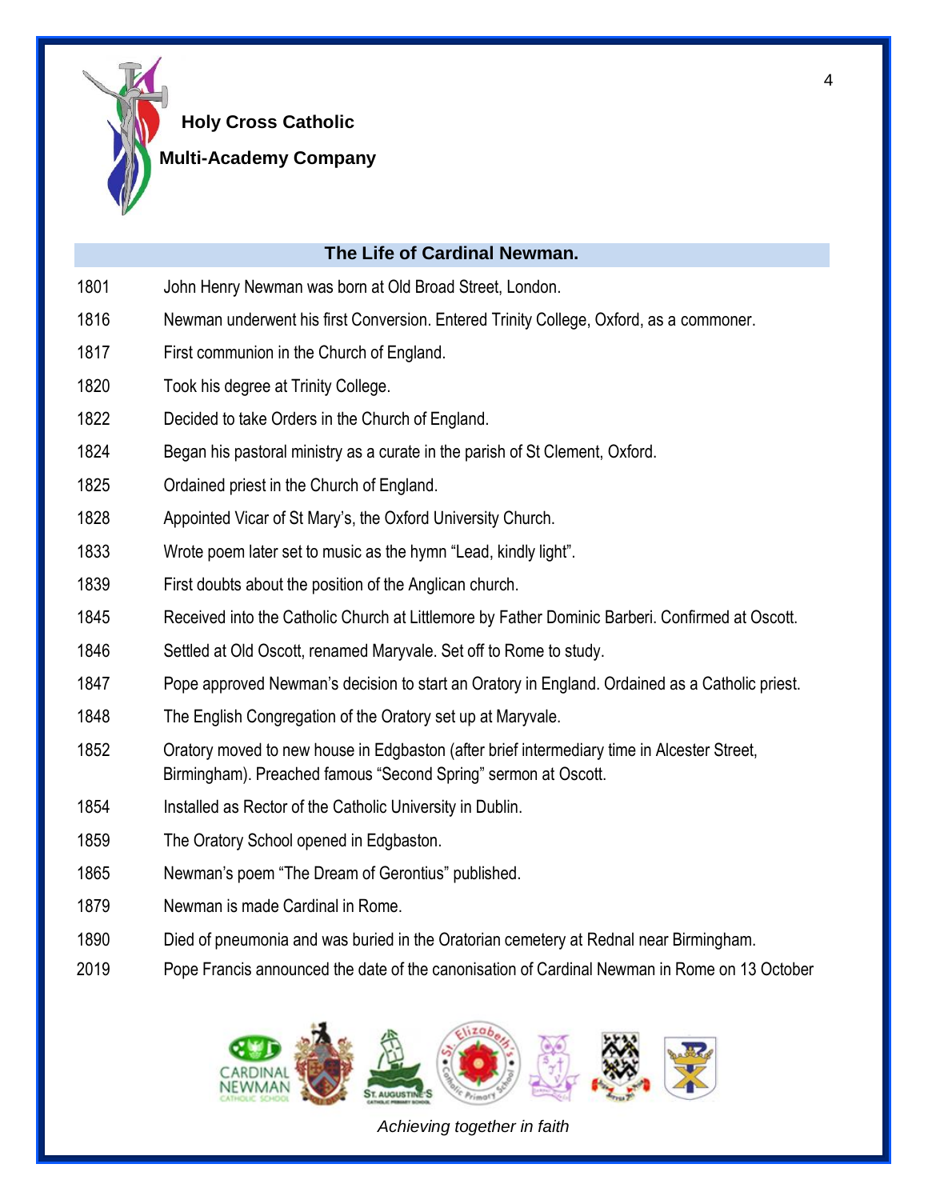**Holy Cross Catholic Multi-Academy Company**

## The Life of Cardinal Newman.

| | |
|---|---|
| 1801 | John Henry Newman was born at Old Broad Street, London. |
| 1816 | Newman underwent his first Conversion. Entered Trinity College, Oxford, as a commoner. |
| 1817 | First communion in the Church of England. |
| 1820 | Took his degree at Trinity College. |
| 1822 | Decided to take Orders in the Church of England. |
| 1824 | Began his pastoral ministry as a curate in the parish of St Clement, Oxford. |
| 1825 | Ordained priest in the Church of England. |
| 1828 | Appointed Vicar of St Mary's, the Oxford University Church. |
| 1833 | Wrote poem later set to music as the hymn "Lead, kindly light". |
| 1839 | First doubts about the position of the Anglican church. |
| 1845 | Received into the Catholic Church at Littlemore by Father Dominic Barberi. Confirmed at Oscott. |
| 1846 | Settled at Old Oscott, renamed Maryvale. Set off to Rome to study. |
| 1847 | Pope approved Newman's decision to start an Oratory in England. Ordained as a Catholic priest. |
| 1848 | The English Congregation of the Oratory set up at Maryvale. |
| 1852 | Oratory moved to new house in Edgbaston (after brief intermediary time in Alcester Street, Birmingham). Preached famous "Second Spring" sermon at Oscott. |
| 1854 | Installed as Rector of the Catholic University in Dublin. |
| 1859 | The Oratory School opened in Edgbaston. |
| 1865 | Newman's poem "The Dream of Gerontius" published. |
| 1879 | Newman is made Cardinal in Rome. |
| 1890 | Died of pneumonia and was buried in the Oratorian cemetery at Rednal near Birmingham. |
| 2019 | Pope Francis announced the date of the canonisation of Cardinal Newman in Rome on 13 October |

*Achieving together in faith*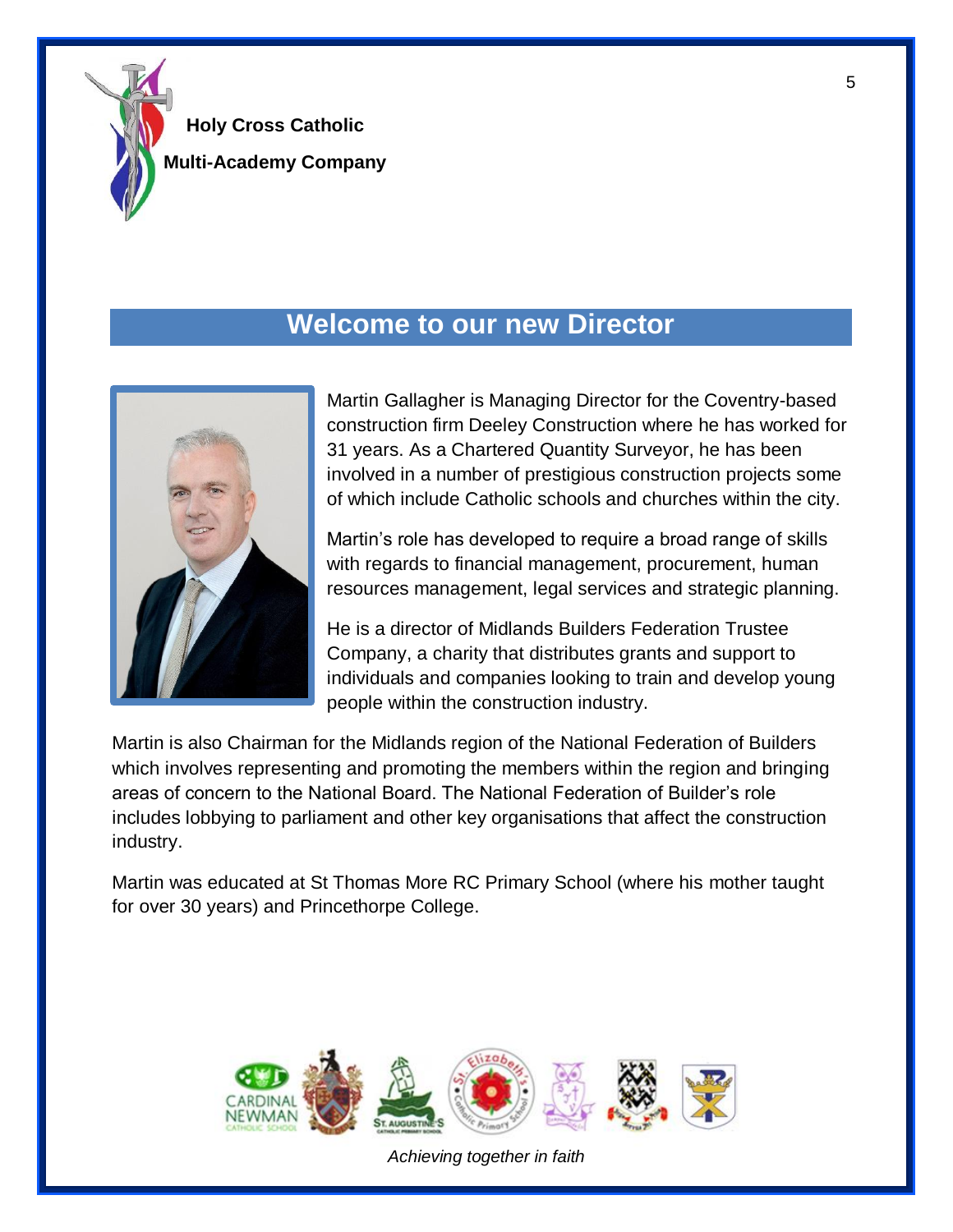**Holy Cross Catholic**

**Multi-Academy Company**

## Welcome to our new Director

Martin Gallagher is Managing Director for the Coventry-based construction firm Deeley Construction where he has worked for 31 years. As a Chartered Quantity Surveyor, he has been involved in a number of prestigious construction projects some of which include Catholic schools and churches within the city.

Martin's role has developed to require a broad range of skills with regards to financial management, procurement, human resources management, legal services and strategic planning.

He is a director of Midlands Builders Federation Trustee Company, a charity that distributes grants and support to individuals and companies looking to train and develop young people within the construction industry.

Martin is also Chairman for the Midlands region of the National Federation of Builders which involves representing and promoting the members within the region and bringing areas of concern to the National Board. The National Federation of Builder's role includes lobbying to parliament and other key organisations that affect the construction industry.

Martin was educated at St Thomas More RC Primary School (where his mother taught for over 30 years) and Princethorpe College.

*Achieving together in faith*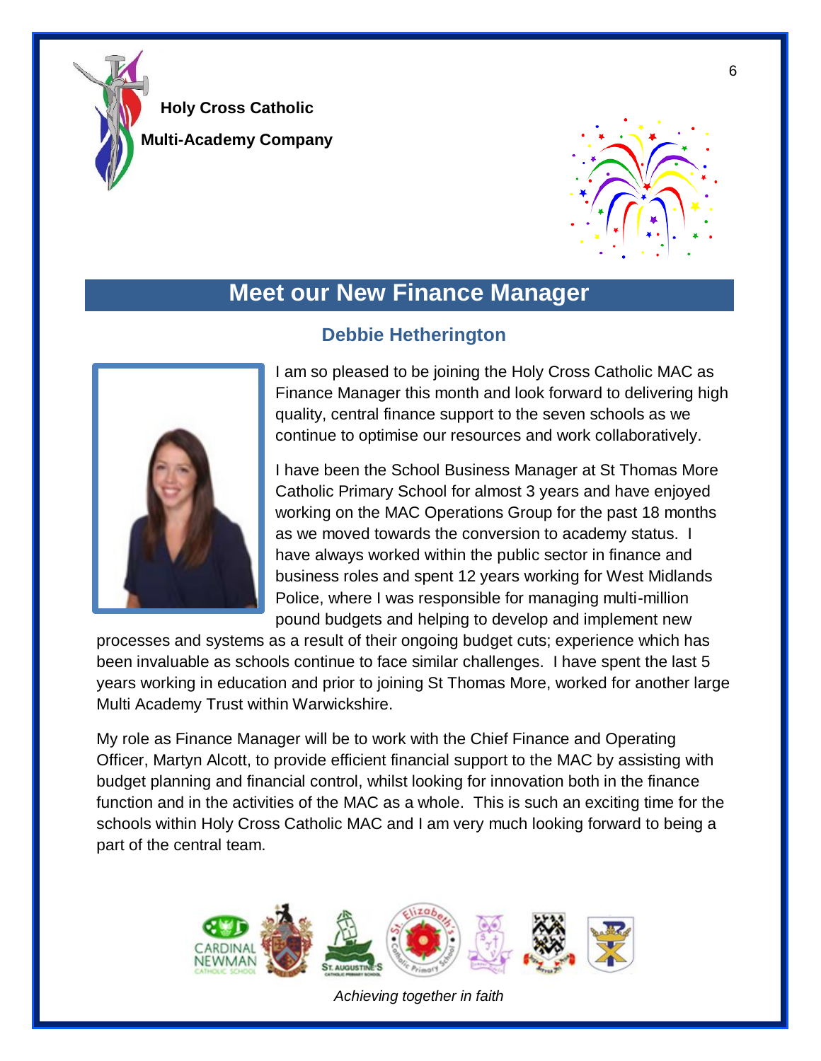**Holy Cross Catholic Multi-Academy Company**

## Meet our New Finance Manager

### Debbie Hetherington

I am so pleased to be joining the Holy Cross Catholic MAC as Finance Manager this month and look forward to delivering high quality, central finance support to the seven schools as we continue to optimise our resources and work collaboratively.

I have been the School Business Manager at St Thomas More Catholic Primary School for almost 3 years and have enjoyed working on the MAC Operations Group for the past 18 months as we moved towards the conversion to academy status. I have always worked within the public sector in finance and business roles and spent 12 years working for West Midlands Police, where I was responsible for managing multi-million pound budgets and helping to develop and implement new processes and systems as a result of their ongoing budget cuts; experience which has been invaluable as schools continue to face similar challenges. I have spent the last 5 years working in education and prior to joining St Thomas More, worked for another large Multi Academy Trust within Warwickshire.

My role as Finance Manager will be to work with the Chief Finance and Operating Officer, Martyn Alcott, to provide efficient financial support to the MAC by assisting with budget planning and financial control, whilst looking for innovation both in the finance function and in the activities of the MAC as a whole. This is such an exciting time for the schools within Holy Cross Catholic MAC and I am very much looking forward to being a part of the central team.

*Achieving together in faith*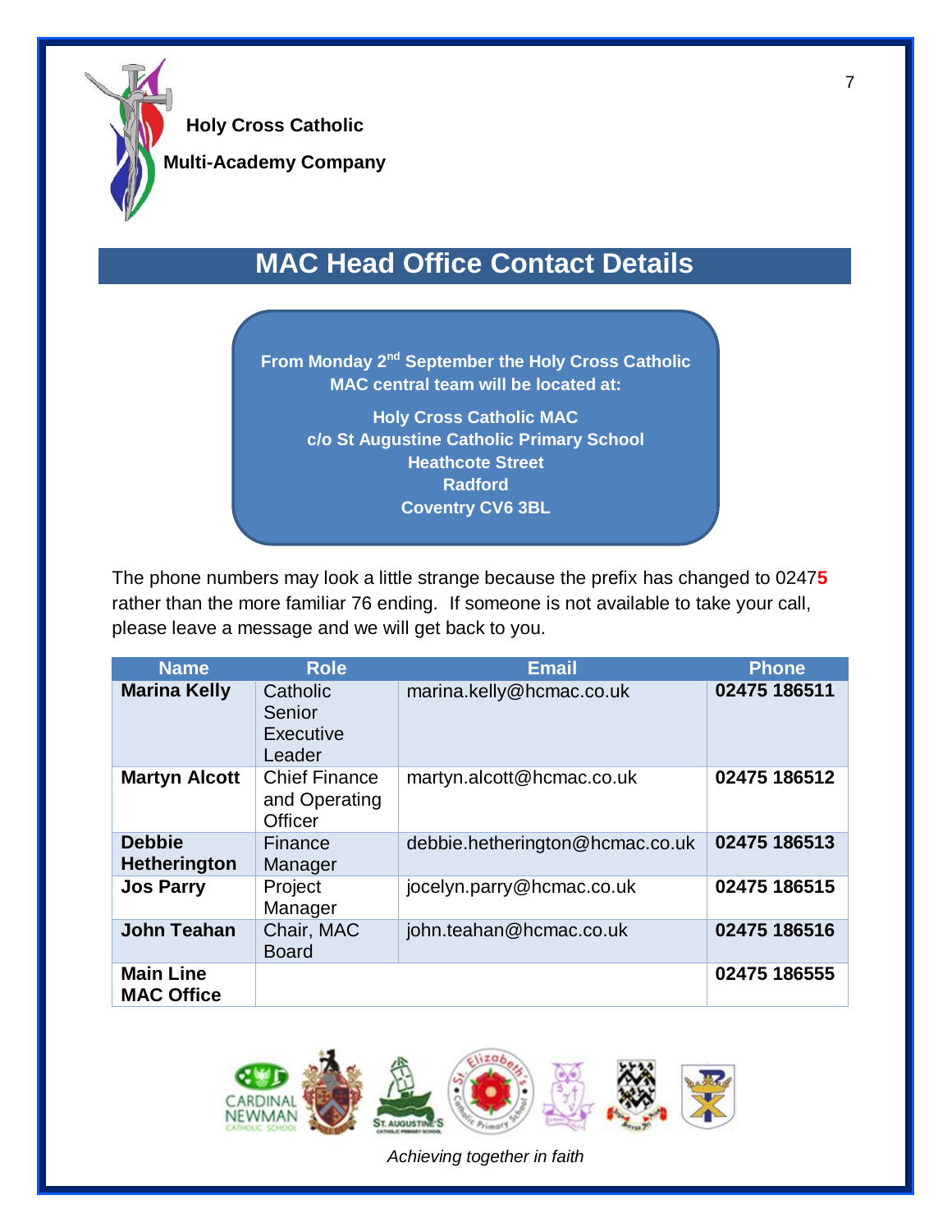**Holy Cross Catholic**

**Multi-Academy Company**

## MAC Head Office Contact Details

**From Monday 2nd September the Holy Cross Catholic MAC central team will be located at:**

**Holy Cross Catholic MAC**
**c/o St Augustine Catholic Primary School**
**Heathcote Street**
**Radford**
**Coventry CV6 3BL**

The phone numbers may look a little strange because the prefix has changed to 0247**5** rather than the more familiar 76 ending. If someone is not available to take your call, please leave a message and we will get back to you.

| Name | Role | Email | Phone |
|---|---|---|---|
| **Marina Kelly** | Catholic Senior Executive Leader | marina.kelly@hcmac.co.uk | **02475 186511** |
| **Martyn Alcott** | Chief Finance and Operating Officer | martyn.alcott@hcmac.co.uk | **02475 186512** |
| **Debbie Hetherington** | Finance Manager | debbie.hetherington@hcmac.co.uk | **02475 186513** |
| **Jos Parry** | Project Manager | jocelyn.parry@hcmac.co.uk | **02475 186515** |
| **John Teahan** | Chair, MAC Board | john.teahan@hcmac.co.uk | **02475 186516** |
| **Main Line MAC Office** | | | **02475 186555** |

*Achieving together in faith*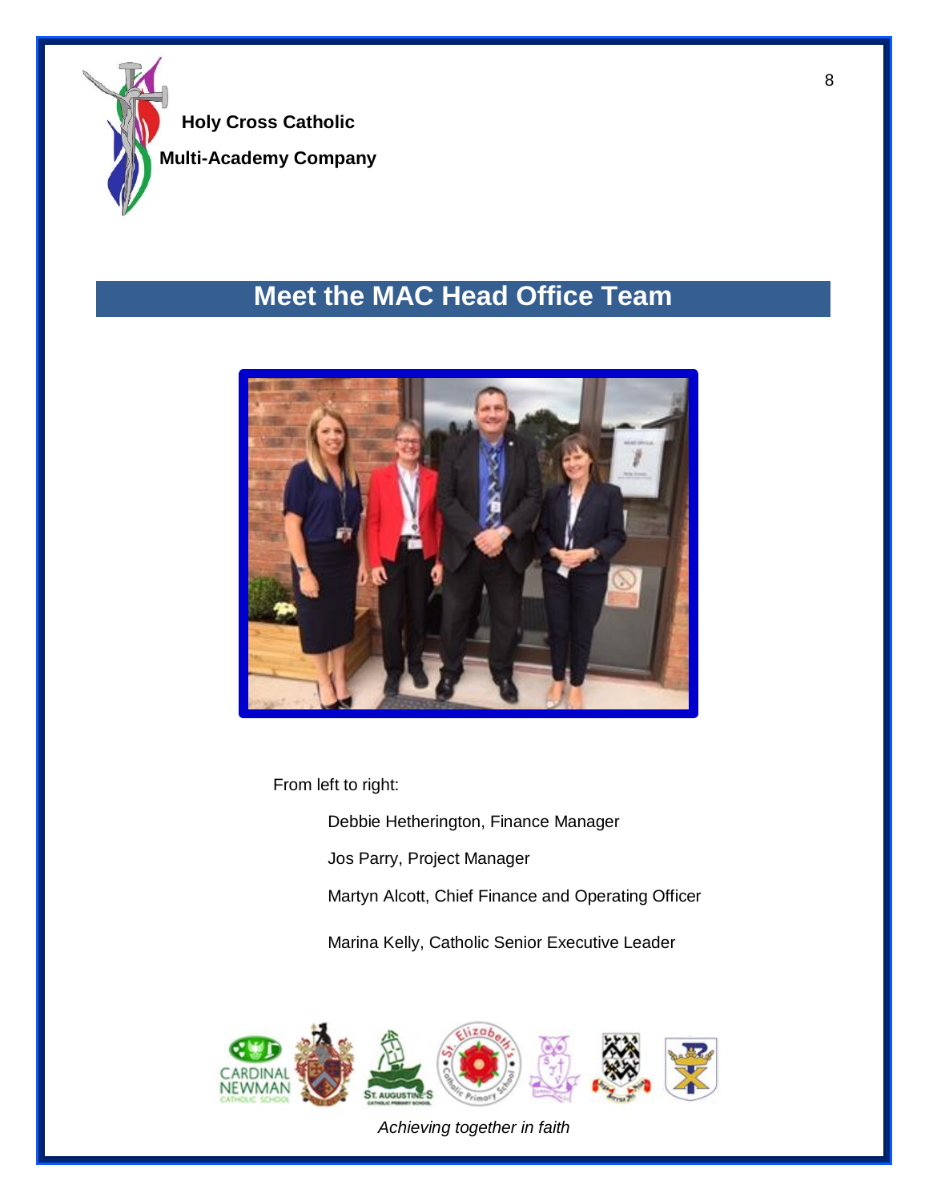**Holy Cross Catholic**

**Multi-Academy Company**

## Meet the MAC Head Office Team

From left to right:

Debbie Hetherington, Finance Manager

Jos Parry, Project Manager

Martyn Alcott, Chief Finance and Operating Officer

Marina Kelly, Catholic Senior Executive Leader

*Achieving together in faith*